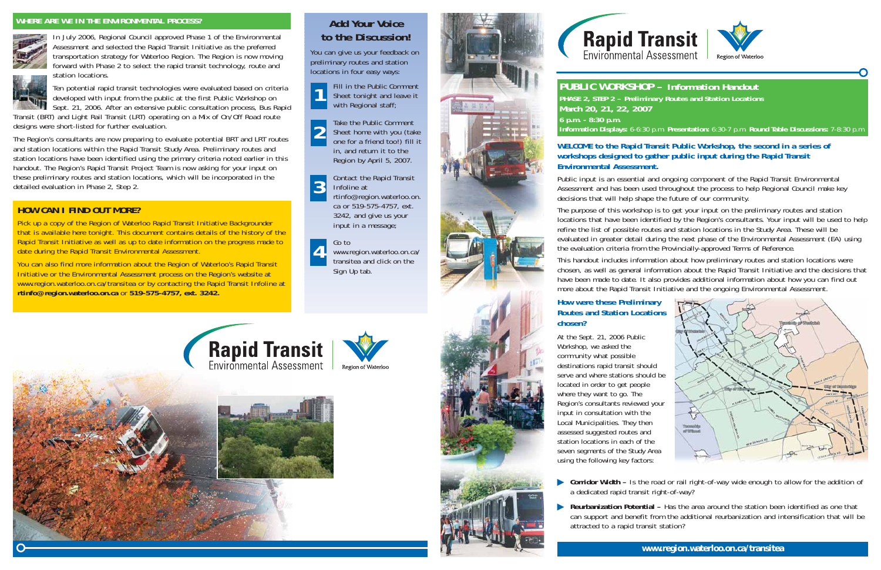# Rapid Transit Environmental Assessment

Region of Waterloo

## PUBLIC WORKSHOP – Information Handout

**PHASE 2, STEP 2 – Preliminary Routes and Station Locations**

**March 20, 21, 22, 2007**

**6 p.m. - 8:30 p.m.**

**Information Displays:** 6-6:30 p.m. **Presentation:** 6:30-7 p.m. **Round Table Discussions:** 7-8:30 p.m.

**WELCOME to the Rapid Transit Public Workshop, the second in a series of workshops designed to gather public input during the Rapid Transit Environmental Assessment.**

Public input is an essential and ongoing component of the Rapid Transit Environmental Assessment and has been used throughout the process to help Regional Council make key decisions that will help shape the future of our community.

The purpose of this workshop is to get your input on the preliminary routes and station locations that have been identified by the Region's consultants. Your input will be used to help refine the list of possible routes and station locations in the Study Area. These will be evaluated in greater detail during the next phase of the Environmental Assessment (EA) using the evaluation criteria from the Provincially-approved Terms of Reference.

This handout includes information about how preliminary routes and station locations were chosen, as well as general information about the Rapid Transit Initiative and the decisions that have been made to date. It also provides additional information about how you can find out more about the Rapid Transit Initiative and the ongoing Environmental Assessment.

### How were these Preliminary Routes and Station Locations chosen?

At the Sept. 21, 2006 Public Workshop, we asked the community what possible destinations rapid transit should serve and where stations should be located in order to get people where they want to go. The Region's consultants reviewed your input in consultation with the Local Municipalities. They then assessed suggested routes and station locations in each of the seven segments of the Study Area using the following key factors:

- **Corridor Width –** Is the road or rail right-of-way wide enough to allow for the addition of a dedicated rapid transit right-of-way?
- **Reurbanization Potential –** Has the area around the station been identified as one that can support and benefit from the additional reurbanization and intensification that will be attracted to a rapid transit station?

## WHERE ARE WE IN THE ENVIRONMENTAL PROCESS?

In July 2006, Regional Council approved Phase 1 of the Environmental Assessment and selected the Rapid Transit Initiative as the preferred transportation strategy for Waterloo Region. The Region is now moving forward with Phase 2 to select the rapid transit technology, route and station locations.

Ten potential rapid transit technologies were evaluated based on criteria developed with input from the public at the first Public Workshop on Sept. 21, 2006. After an extensive public consultation process, Bus Rapid Transit (BRT) and Light Rail Transit (LRT) operating on a Mix of On/Off Road route designs were short-listed for further evaluation.

The Region's consultants are now preparing to evaluate potential BRT and LRT routes and station locations within the Rapid Transit Study Area. Preliminary routes and station locations have been identified using the primary criteria noted earlier in this handout. The Region's Rapid Transit Project Team is now asking for your input on these preliminary routes and station locations, which will be incorporated in the detailed evaluation in Phase 2, Step 2.

## HOW CAN I FIND OUT MORE?

Pick up a copy of the Region of Waterloo Rapid Transit Initiative Backgrounder that is available here tonight. This document contains details of the history of the Rapid Transit Initiative as well as up to date information on the progress made to date during the Rapid Transit Environmental Assessment.

You can also find more information about the Region of Waterloo's Rapid Transit Initiative or the Environmental Assessment process on the Region's website at www.region.waterloo.on.ca/transitea or by contacting the Rapid Transit Infoline at **rtinfo@region.waterloo.on.ca** or **519-575-4757, ext. 3242.**

## Add Your Voice to the Discussion!

You can give us your feedback on preliminary routes and station locations in four easy ways:

1. Fill in the Public Comment Sheet tonight and leave it with Regional staff;
2. Take the Public Comment Sheet home with you (take one for a friend too!) fill it in, and return it to the Region by April 5, 2007.
3. Contact the Rapid Transit Infoline at rtinfo@region.waterloo.on.ca or 519-575-4757, ext. 3242, and give us your input in a message;
4. Go to www.region.waterloo.on.ca/transitea and click on the Sign Up tab.

Rapid Transit Environmental Assessment — Region of Waterloo

**www.region.waterloo.on.ca/transitea**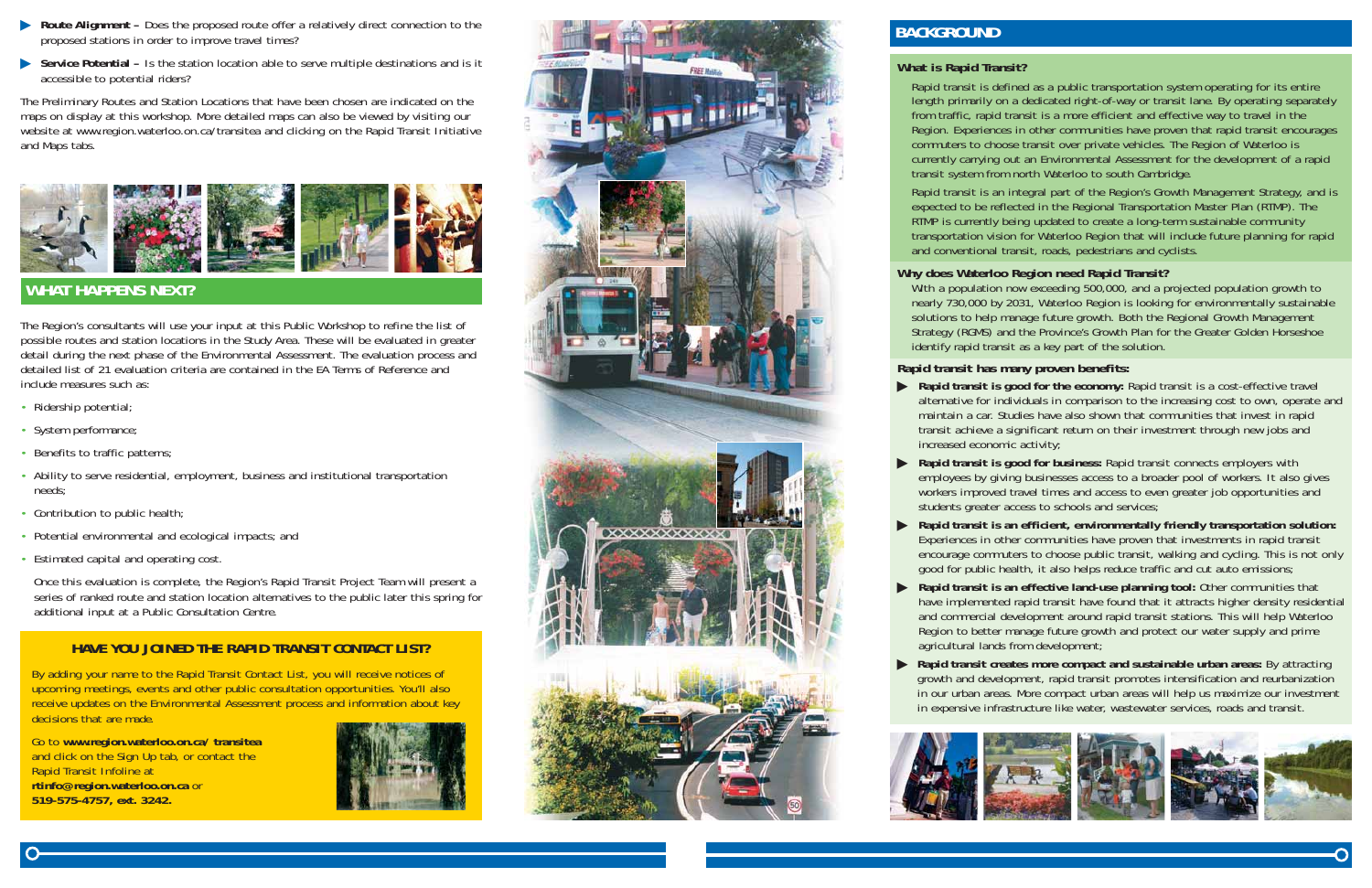- **Route Alignment –** Does the proposed route offer a relatively direct connection to the proposed stations in order to improve travel times?
- **Service Potential –** Is the station location able to serve multiple destinations and is it accessible to potential riders?

The Preliminary Routes and Station Locations that have been chosen are indicated on the maps on display at this workshop. More detailed maps can also be viewed by visiting our website at www.region.waterloo.on.ca/transitea and clicking on the Rapid Transit Initiative and Maps tabs.

## WHAT HAPPENS NEXT?

The Region's consultants will use your input at this Public Workshop to refine the list of possible routes and station locations in the Study Area. These will be evaluated in greater detail during the next phase of the Environmental Assessment. The evaluation process and detailed list of 21 evaluation criteria are contained in the EA Terms of Reference and include measures such as:

- Ridership potential;
- System performance;
- Benefits to traffic patterns;
- Ability to serve residential, employment, business and institutional transportation needs;
- Contribution to public health;
- Potential environmental and ecological impacts; and
- Estimated capital and operating cost.

Once this evaluation is complete, the Region's Rapid Transit Project Team will present a series of ranked route and station location alternatives to the public later this spring for additional input at a Public Consultation Centre.

### HAVE YOU JOINED THE RAPID TRANSIT CONTACT LIST?

By adding your name to the Rapid Transit Contact List, you will receive notices of upcoming meetings, events and other public consultation opportunities. You'll also receive updates on the Environmental Assessment process and information about key decisions that are made.

Go to **www.region.waterloo.on.ca/transitea** and click on the Sign Up tab, or contact the Rapid Transit Infoline at **rtinfo@region.waterloo.on.ca** or **519-575-4757, ext. 3242.**

## BACKGROUND

### What is Rapid Transit?

Rapid transit is defined as a public transportation system operating for its entire length primarily on a dedicated right-of-way or transit lane. By operating separately from traffic, rapid transit is a more efficient and effective way to travel in the Region. Experiences in other communities have proven that rapid transit encourages commuters to choose transit over private vehicles. The Region of Waterloo is currently carrying out an Environmental Assessment for the development of a rapid transit system from north Waterloo to south Cambridge.

Rapid transit is an integral part of the Region's Growth Management Strategy, and is expected to be reflected in the Regional Transportation Master Plan (RTMP). The RTMP is currently being updated to create a long-term sustainable community transportation vision for Waterloo Region that will include future planning for rapid and conventional transit, roads, pedestrians and cyclists.

### Why does Waterloo Region need Rapid Transit?

With a population now exceeding 500,000, and a projected population growth to nearly 730,000 by 2031, Waterloo Region is looking for environmentally sustainable solutions to help manage future growth. Both the Regional Growth Management Strategy (RGMS) and the Province's Growth Plan for the Greater Golden Horseshoe identify rapid transit as a key part of the solution.

### Rapid transit has many proven benefits:

- **Rapid transit is good for the economy:** Rapid transit is a cost-effective travel alternative for individuals in comparison to the increasing cost to own, operate and maintain a car. Studies have also shown that communities that invest in rapid transit achieve a significant return on their investment through new jobs and increased economic activity;
- **Rapid transit is good for business:** Rapid transit connects employers with employees by giving businesses access to a broader pool of workers. It also gives workers improved travel times and access to even greater job opportunities and students greater access to schools and services;
- **Rapid transit is an efficient, environmentally friendly transportation solution:** Experiences in other communities have proven that investments in rapid transit encourage commuters to choose public transit, walking and cycling. This is not only good for public health, it also helps reduce traffic and cut auto emissions;
- **Rapid transit is an effective land-use planning tool:** Other communities that have implemented rapid transit have found that it attracts higher density residential and commercial development around rapid transit stations. This will help Waterloo Region to better manage future growth and protect our water supply and prime agricultural lands from development;
- **Rapid transit creates more compact and sustainable urban areas:** By attracting growth and development, rapid transit promotes intensification and reurbanization in our urban areas. More compact urban areas will help us maximize our investment in expensive infrastructure like water, wastewater services, roads and transit.